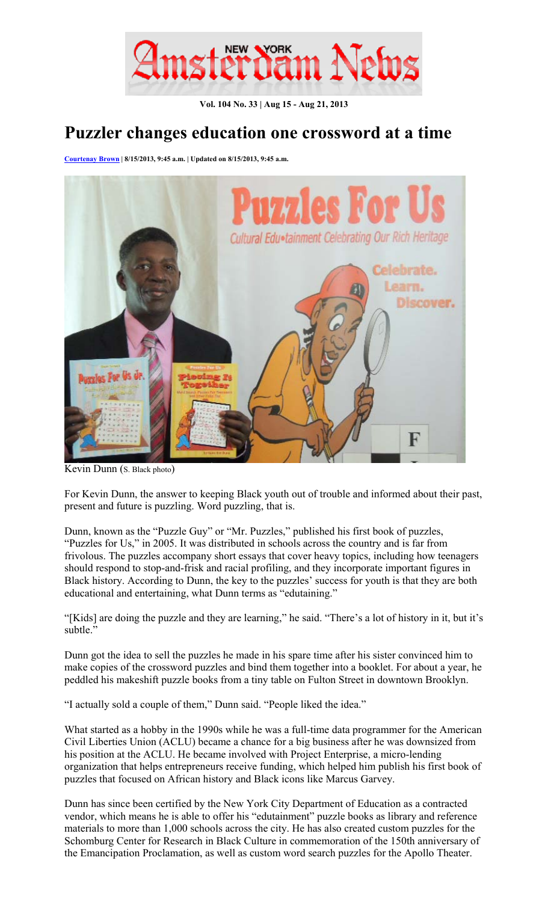New York Amsterdam News

Vol. 104 No. 33 | Aug 15 - Aug 21, 2013

# Puzzler changes education one crossword at a time

Courtenay Brown | 8/15/2013, 9:45 a.m. | Updated on 8/15/2013, 9:45 a.m.

Kevin Dunn (S. Black photo)

For Kevin Dunn, the answer to keeping Black youth out of trouble and informed about their past, present and future is puzzling. Word puzzling, that is.

Dunn, known as the "Puzzle Guy" or "Mr. Puzzles," published his first book of puzzles, "Puzzles for Us," in 2005. It was distributed in schools across the country and is far from frivolous. The puzzles accompany short essays that cover heavy topics, including how teenagers should respond to stop-and-frisk and racial profiling, and they incorporate important figures in Black history. According to Dunn, the key to the puzzles' success for youth is that they are both educational and entertaining, what Dunn terms as "edutaining."

"[Kids] are doing the puzzle and they are learning," he said. "There's a lot of history in it, but it's subtle."

Dunn got the idea to sell the puzzles he made in his spare time after his sister convinced him to make copies of the crossword puzzles and bind them together into a booklet. For about a year, he peddled his makeshift puzzle books from a tiny table on Fulton Street in downtown Brooklyn.

"I actually sold a couple of them," Dunn said. "People liked the idea."

What started as a hobby in the 1990s while he was a full-time data programmer for the American Civil Liberties Union (ACLU) became a chance for a big business after he was downsized from his position at the ACLU. He became involved with Project Enterprise, a micro-lending organization that helps entrepreneurs receive funding, which helped him publish his first book of puzzles that focused on African history and Black icons like Marcus Garvey.

Dunn has since been certified by the New York City Department of Education as a contracted vendor, which means he is able to offer his "edutainment" puzzle books as library and reference materials to more than 1,000 schools across the city. He has also created custom puzzles for the Schomburg Center for Research in Black Culture in commemoration of the 150th anniversary of the Emancipation Proclamation, as well as custom word search puzzles for the Apollo Theater.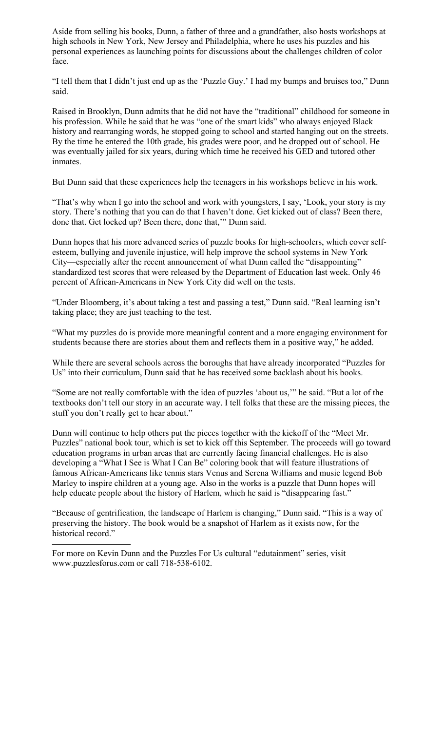Aside from selling his books, Dunn, a father of three and a grandfather, also hosts workshops at high schools in New York, New Jersey and Philadelphia, where he uses his puzzles and his personal experiences as launching points for discussions about the challenges children of color face.

"I tell them that I didn't just end up as the 'Puzzle Guy.' I had my bumps and bruises too," Dunn said.

Raised in Brooklyn, Dunn admits that he did not have the "traditional" childhood for someone in his profession. While he said that he was "one of the smart kids" who always enjoyed Black history and rearranging words, he stopped going to school and started hanging out on the streets. By the time he entered the 10th grade, his grades were poor, and he dropped out of school. He was eventually jailed for six years, during which time he received his GED and tutored other inmates.

But Dunn said that these experiences help the teenagers in his workshops believe in his work.

"That's why when I go into the school and work with youngsters, I say, 'Look, your story is my story. There's nothing that you can do that I haven't done. Get kicked out of class? Been there, done that. Get locked up? Been there, done that,'" Dunn said.

Dunn hopes that his more advanced series of puzzle books for high-schoolers, which cover self-esteem, bullying and juvenile injustice, will help improve the school systems in New York City—especially after the recent announcement of what Dunn called the "disappointing" standardized test scores that were released by the Department of Education last week. Only 46 percent of African-Americans in New York City did well on the tests.

"Under Bloomberg, it's about taking a test and passing a test," Dunn said. "Real learning isn't taking place; they are just teaching to the test.

"What my puzzles do is provide more meaningful content and a more engaging environment for students because there are stories about them and reflects them in a positive way," he added.

While there are several schools across the boroughs that have already incorporated "Puzzles for Us" into their curriculum, Dunn said that he has received some backlash about his books.

"Some are not really comfortable with the idea of puzzles 'about us,'" he said. "But a lot of the textbooks don't tell our story in an accurate way. I tell folks that these are the missing pieces, the stuff you don't really get to hear about."

Dunn will continue to help others put the pieces together with the kickoff of the "Meet Mr. Puzzles" national book tour, which is set to kick off this September. The proceeds will go toward education programs in urban areas that are currently facing financial challenges. He is also developing a "What I See is What I Can Be" coloring book that will feature illustrations of famous African-Americans like tennis stars Venus and Serena Williams and music legend Bob Marley to inspire children at a young age. Also in the works is a puzzle that Dunn hopes will help educate people about the history of Harlem, which he said is "disappearing fast."

"Because of gentrification, the landscape of Harlem is changing," Dunn said. "This is a way of preserving the history. The book would be a snapshot of Harlem as it exists now, for the historical record."

---

For more on Kevin Dunn and the Puzzles For Us cultural "edutainment" series, visit www.puzzlesforus.com or call 718-538-6102.